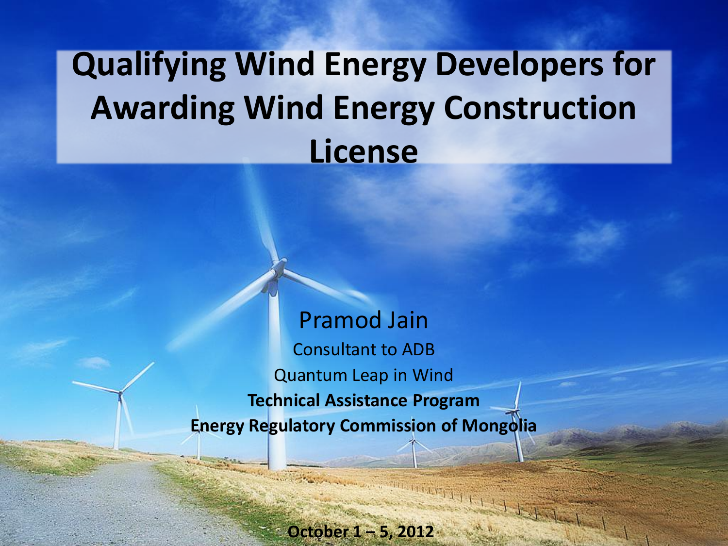# Qualifying Wind Energy Developers for Awarding Wind Energy Construction License

Pramod Jain

Consultant to ADB

Quantum Leap in Wind

**Technical Assistance Program**

**Energy Regulatory Commission of Mongolia**

**October 1 – 5, 2012**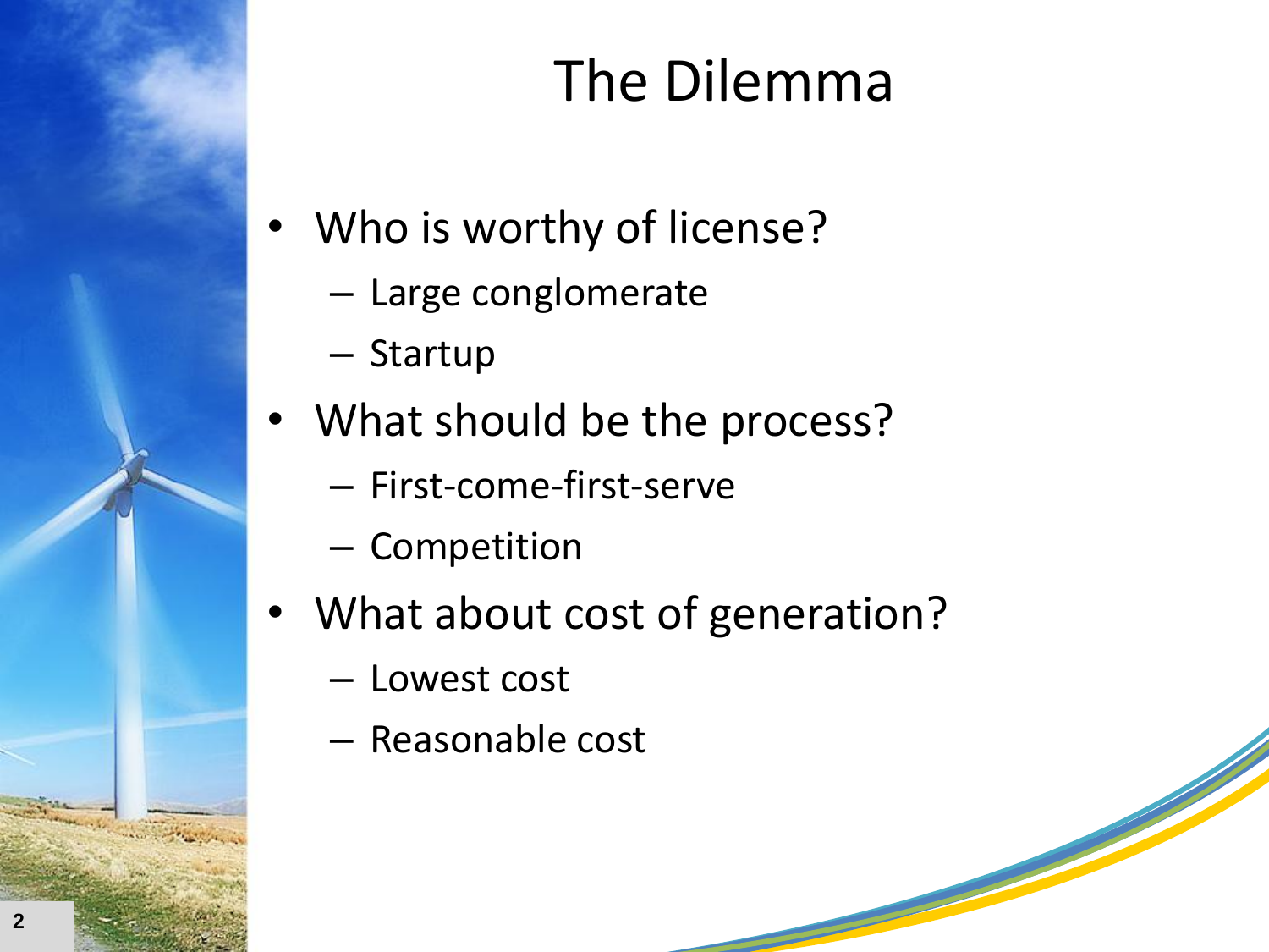# The Dilemma

- Who is worthy of license?
  - Large conglomerate
  - Startup
- What should be the process?
  - First-come-first-serve
  - Competition
- What about cost of generation?
  - Lowest cost
  - Reasonable cost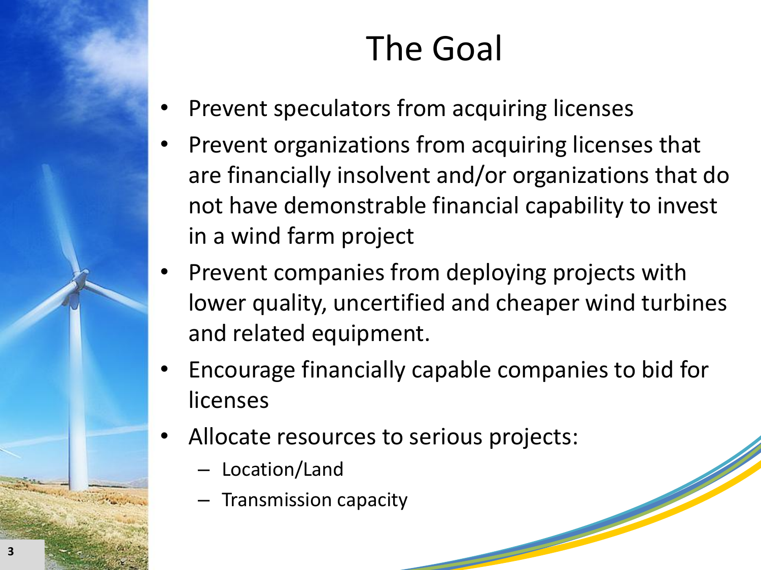# The Goal

- Prevent speculators from acquiring licenses
- Prevent organizations from acquiring licenses that are financially insolvent and/or organizations that do not have demonstrable financial capability to invest in a wind farm project
- Prevent companies from deploying projects with lower quality, uncertified and cheaper wind turbines and related equipment.
- Encourage financially capable companies to bid for licenses
- Allocate resources to serious projects:
  - Location/Land
  - Transmission capacity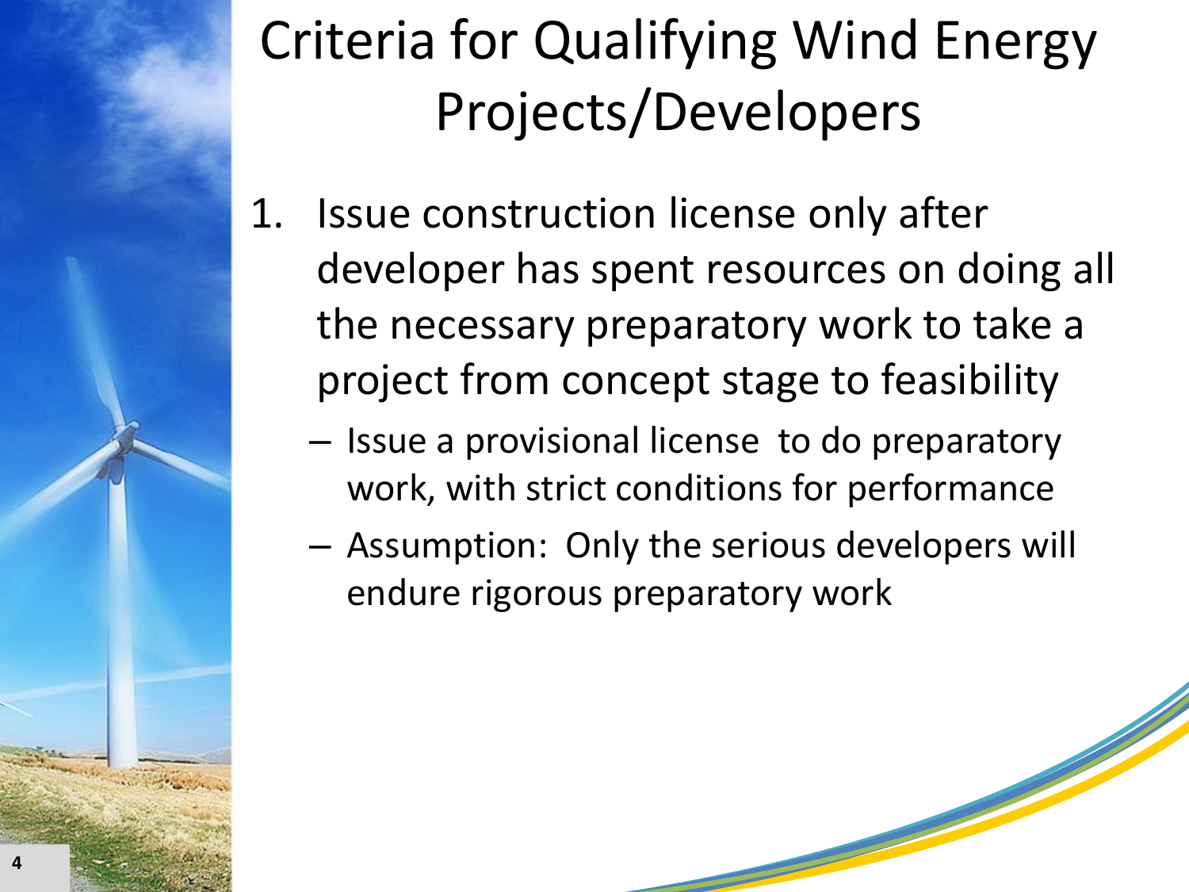# Criteria for Qualifying Wind Energy Projects/Developers

1. Issue construction license only after developer has spent resources on doing all the necessary preparatory work to take a project from concept stage to feasibility
   - Issue a provisional license to do preparatory work, with strict conditions for performance
   - Assumption: Only the serious developers will endure rigorous preparatory work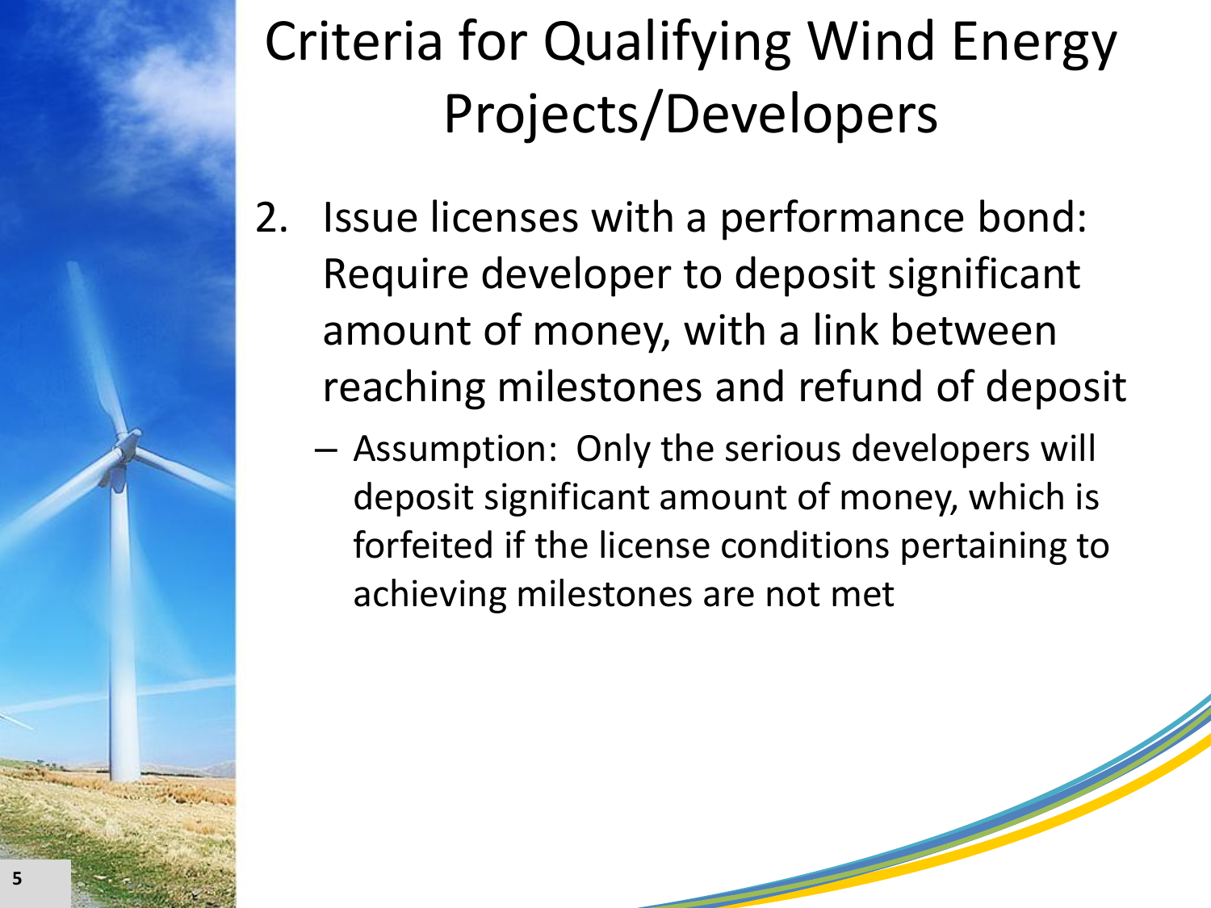# Criteria for Qualifying Wind Energy Projects/Developers

2. Issue licenses with a performance bond: Require developer to deposit significant amount of money, with a link between reaching milestones and refund of deposit
   - Assumption: Only the serious developers will deposit significant amount of money, which is forfeited if the license conditions pertaining to achieving milestones are not met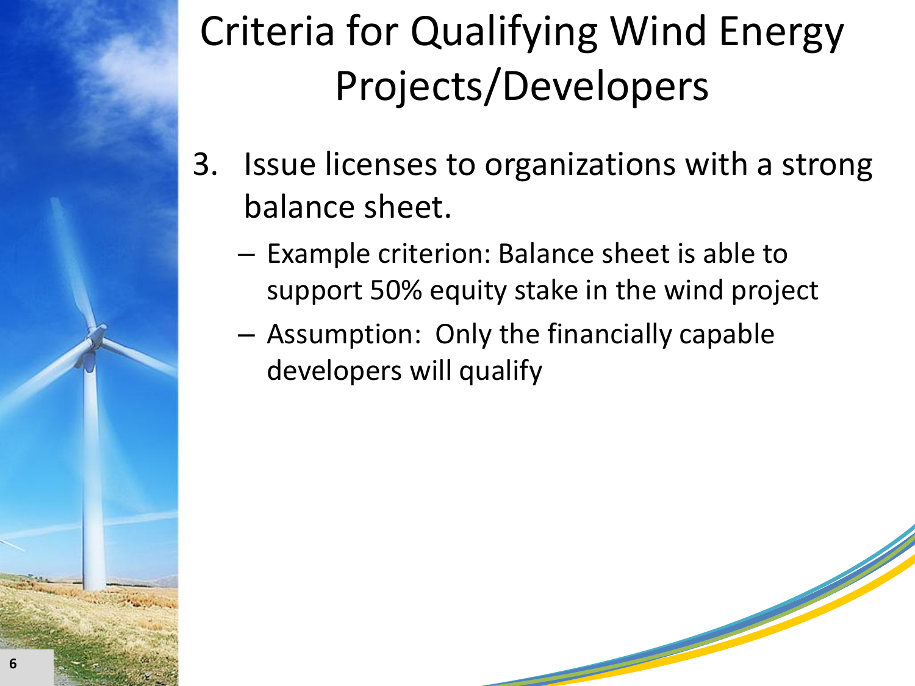# Criteria for Qualifying Wind Energy Projects/Developers

3. Issue licenses to organizations with a strong balance sheet.
   - Example criterion: Balance sheet is able to support 50% equity stake in the wind project
   - Assumption: Only the financially capable developers will qualify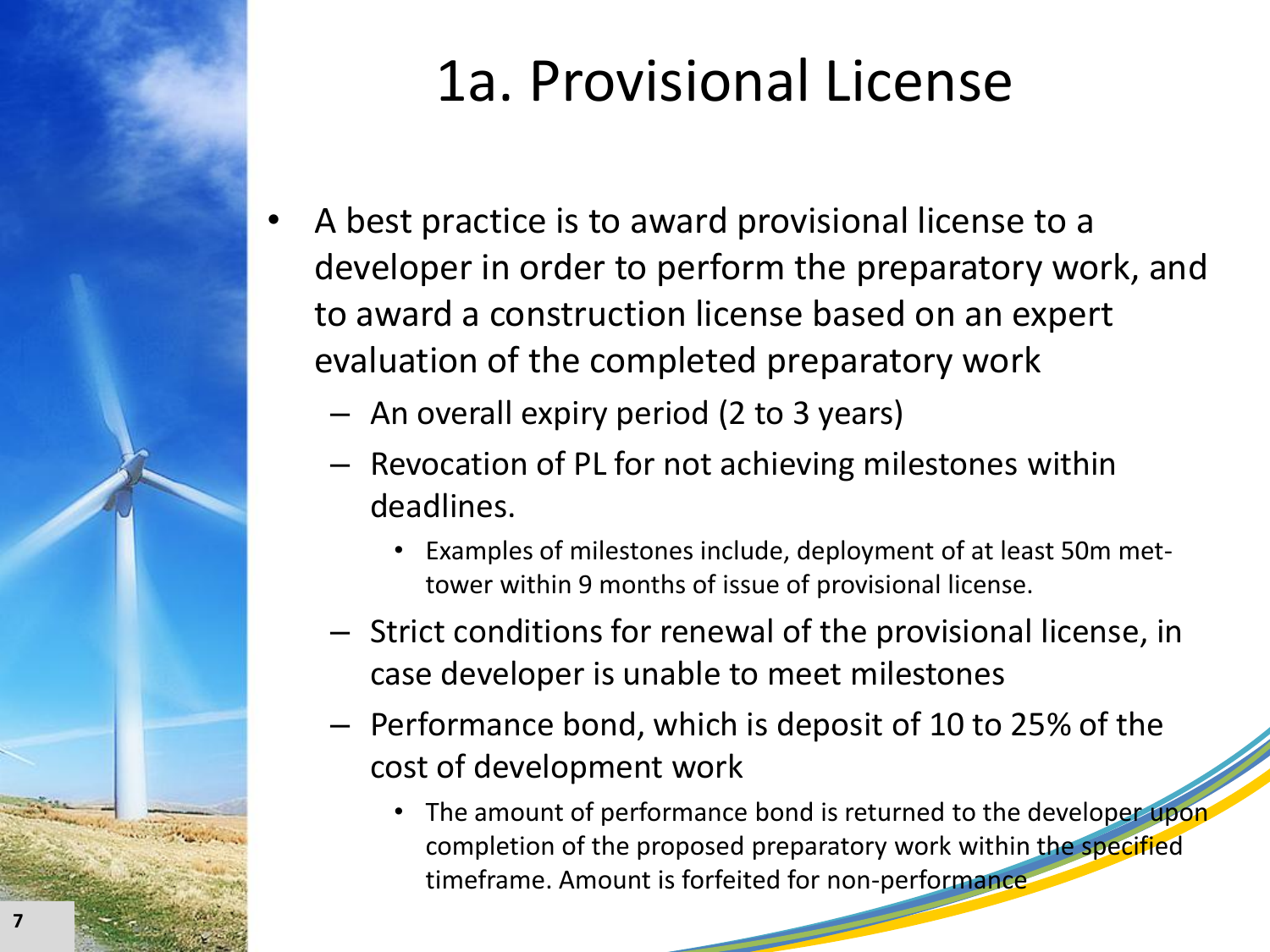# 1a. Provisional License

- A best practice is to award provisional license to a developer in order to perform the preparatory work, and to award a construction license based on an expert evaluation of the completed preparatory work
  - An overall expiry period (2 to 3 years)
  - Revocation of PL for not achieving milestones within deadlines.
    - Examples of milestones include, deployment of at least 50m met-tower within 9 months of issue of provisional license.
  - Strict conditions for renewal of the provisional license, in case developer is unable to meet milestones
  - Performance bond, which is deposit of 10 to 25% of the cost of development work
    - The amount of performance bond is returned to the developer upon completion of the proposed preparatory work within the specified timeframe. Amount is forfeited for non-performance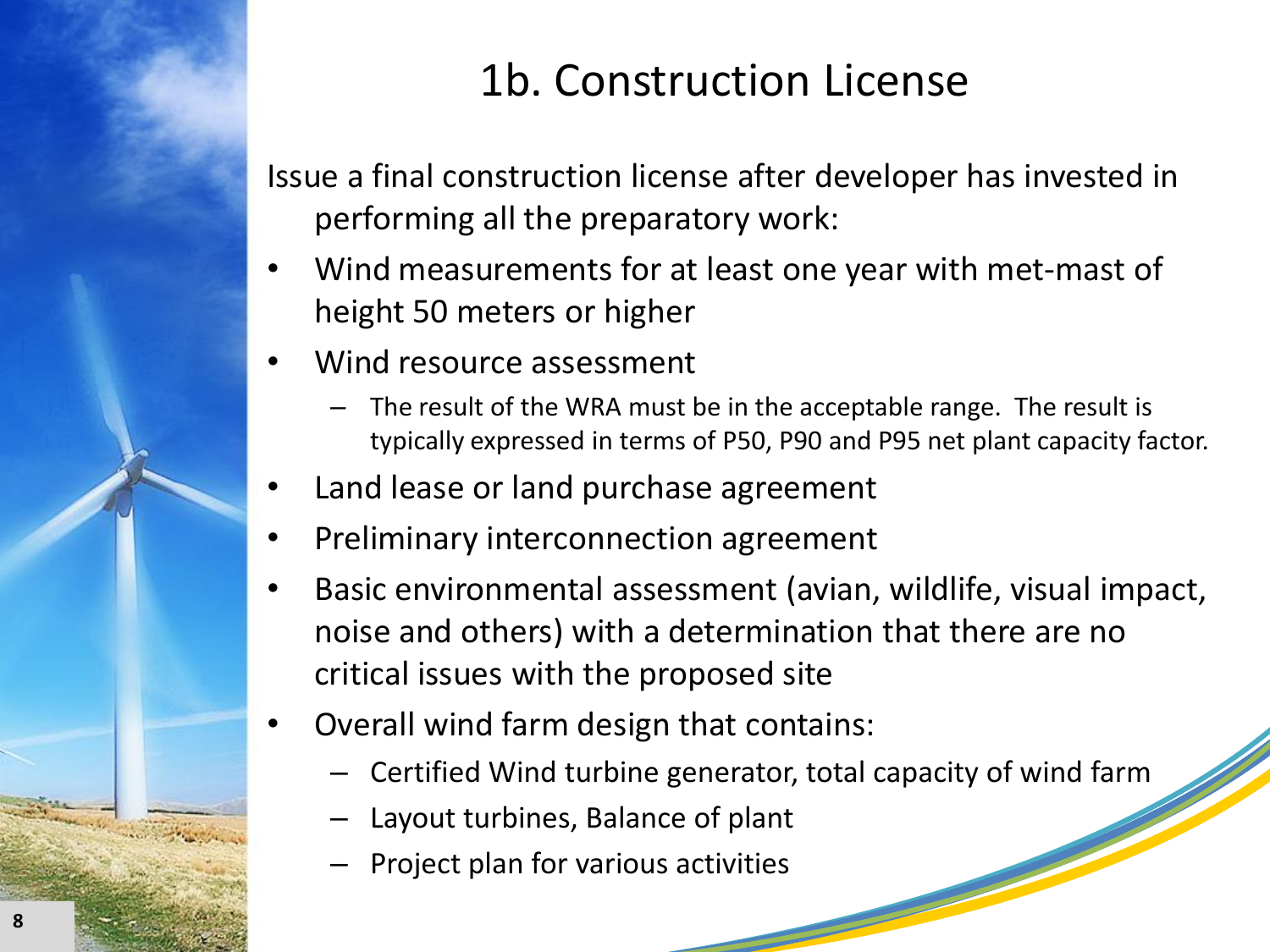# 1b. Construction License

Issue a final construction license after developer has invested in performing all the preparatory work:

- Wind measurements for at least one year with met-mast of height 50 meters or higher
- Wind resource assessment
  - The result of the WRA must be in the acceptable range. The result is typically expressed in terms of P50, P90 and P95 net plant capacity factor.
- Land lease or land purchase agreement
- Preliminary interconnection agreement
- Basic environmental assessment (avian, wildlife, visual impact, noise and others) with a determination that there are no critical issues with the proposed site
- Overall wind farm design that contains:
  - Certified Wind turbine generator, total capacity of wind farm
  - Layout turbines, Balance of plant
  - Project plan for various activities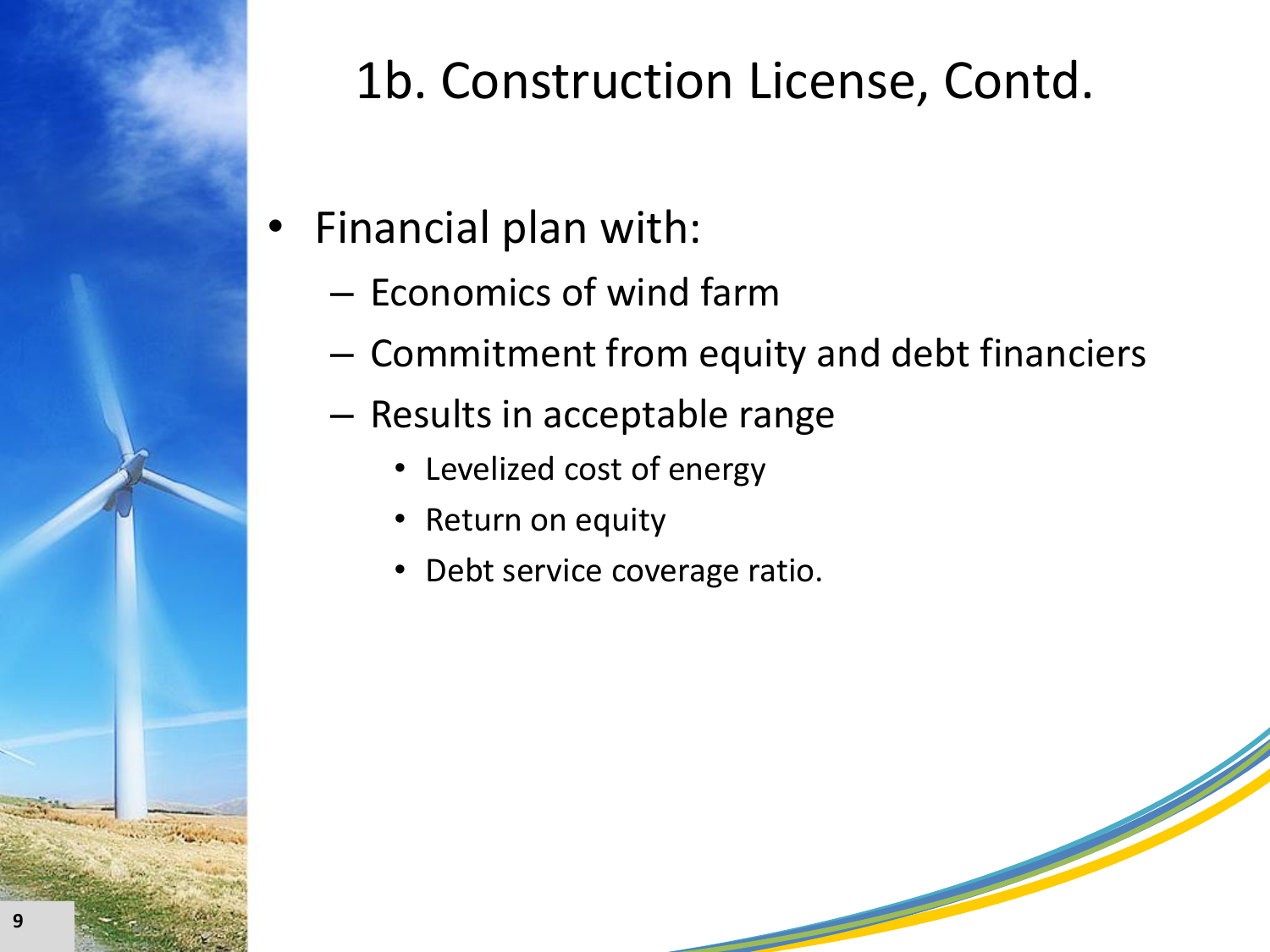# 1b. Construction License, Contd.

- Financial plan with:
  - Economics of wind farm
  - Commitment from equity and debt financiers
  - Results in acceptable range
    - Levelized cost of energy
    - Return on equity
    - Debt service coverage ratio.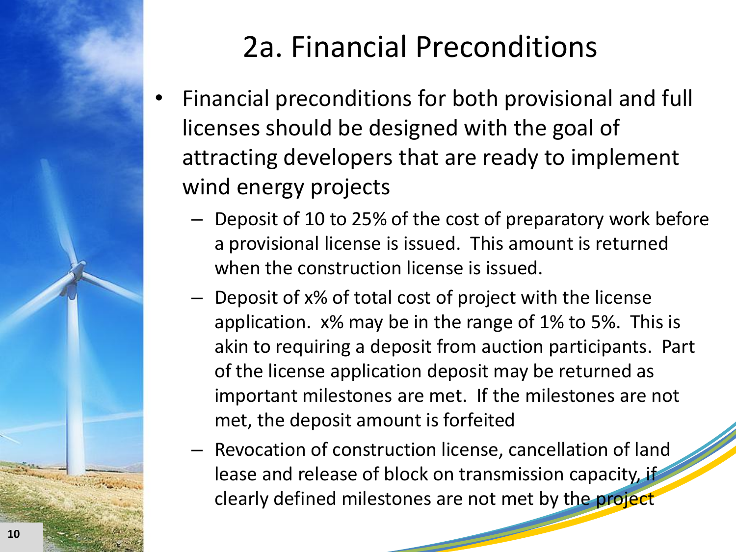# 2a. Financial Preconditions

- Financial preconditions for both provisional and full licenses should be designed with the goal of attracting developers that are ready to implement wind energy projects
  - Deposit of 10 to 25% of the cost of preparatory work before a provisional license is issued. This amount is returned when the construction license is issued.
  - Deposit of x% of total cost of project with the license application. x% may be in the range of 1% to 5%. This is akin to requiring a deposit from auction participants. Part of the license application deposit may be returned as important milestones are met. If the milestones are not met, the deposit amount is forfeited
  - Revocation of construction license, cancellation of land lease and release of block on transmission capacity, if clearly defined milestones are not met by the project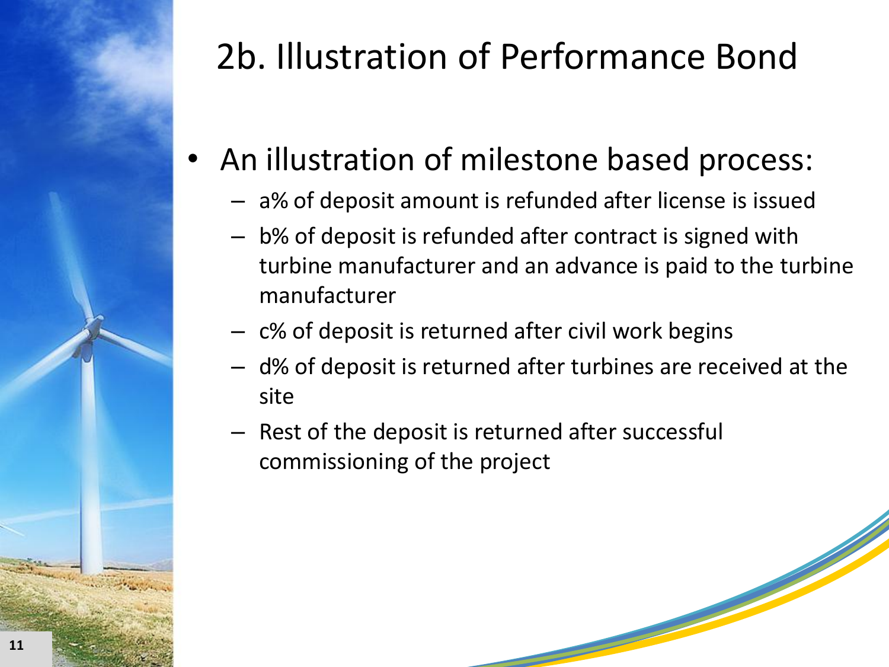# 2b. Illustration of Performance Bond

- An illustration of milestone based process:
  - a% of deposit amount is refunded after license is issued
  - b% of deposit is refunded after contract is signed with turbine manufacturer and an advance is paid to the turbine manufacturer
  - c% of deposit is returned after civil work begins
  - d% of deposit is returned after turbines are received at the site
  - Rest of the deposit is returned after successful commissioning of the project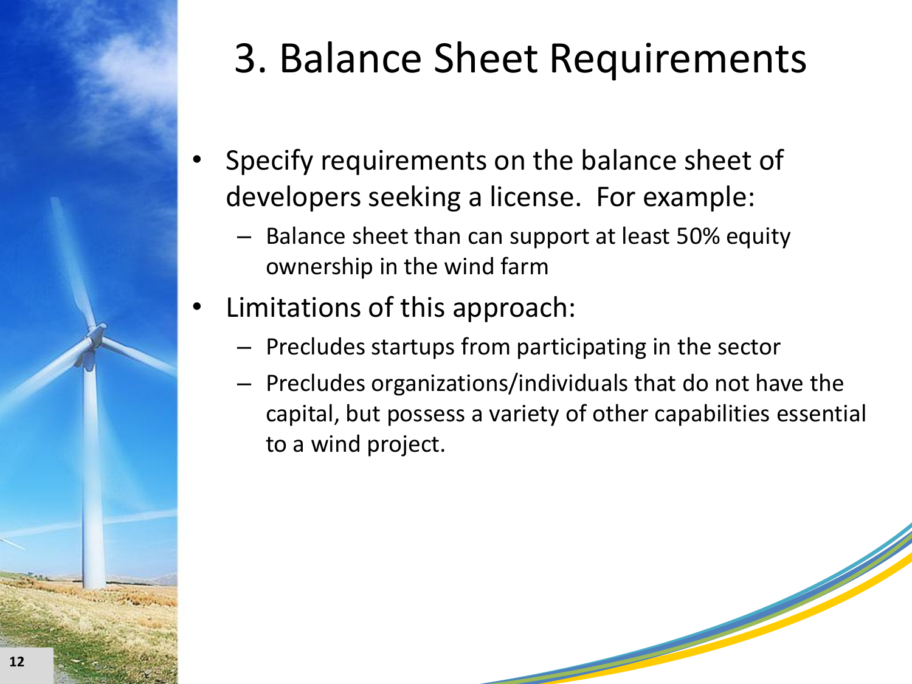# 3. Balance Sheet Requirements

- Specify requirements on the balance sheet of developers seeking a license. For example:
  - Balance sheet than can support at least 50% equity ownership in the wind farm
- Limitations of this approach:
  - Precludes startups from participating in the sector
  - Precludes organizations/individuals that do not have the capital, but possess a variety of other capabilities essential to a wind project.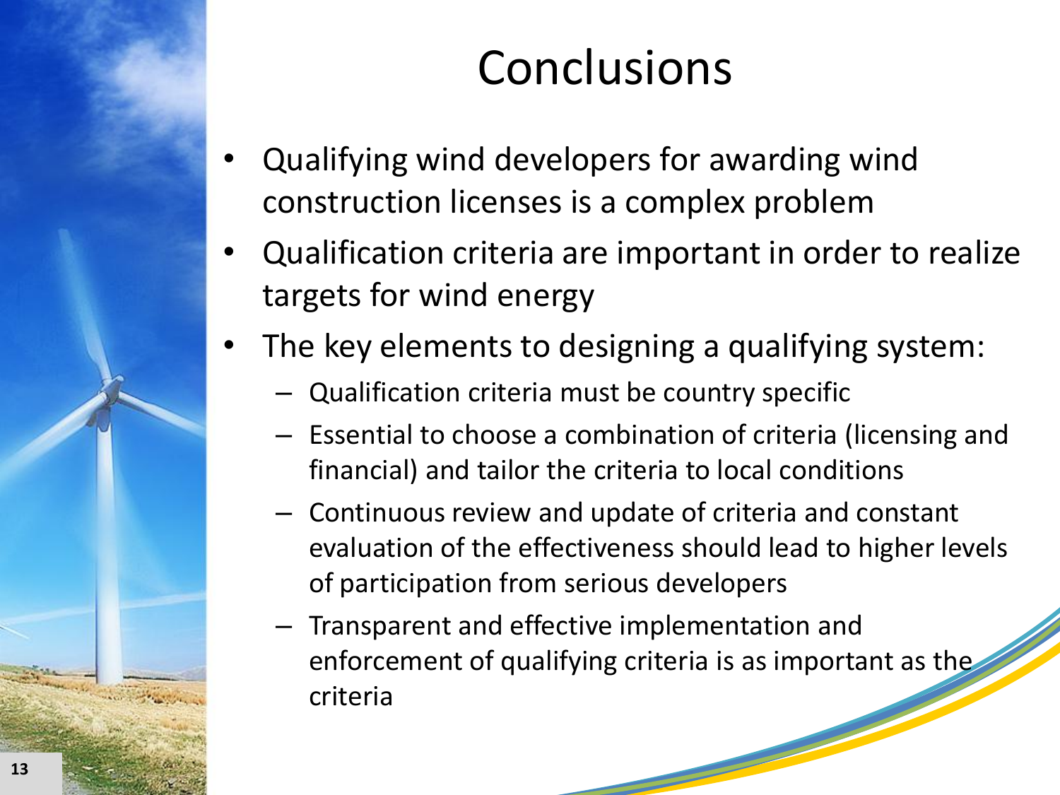# Conclusions

- Qualifying wind developers for awarding wind construction licenses is a complex problem
- Qualification criteria are important in order to realize targets for wind energy
- The key elements to designing a qualifying system:
  - Qualification criteria must be country specific
  - Essential to choose a combination of criteria (licensing and financial) and tailor the criteria to local conditions
  - Continuous review and update of criteria and constant evaluation of the effectiveness should lead to higher levels of participation from serious developers
  - Transparent and effective implementation and enforcement of qualifying criteria is as important as the criteria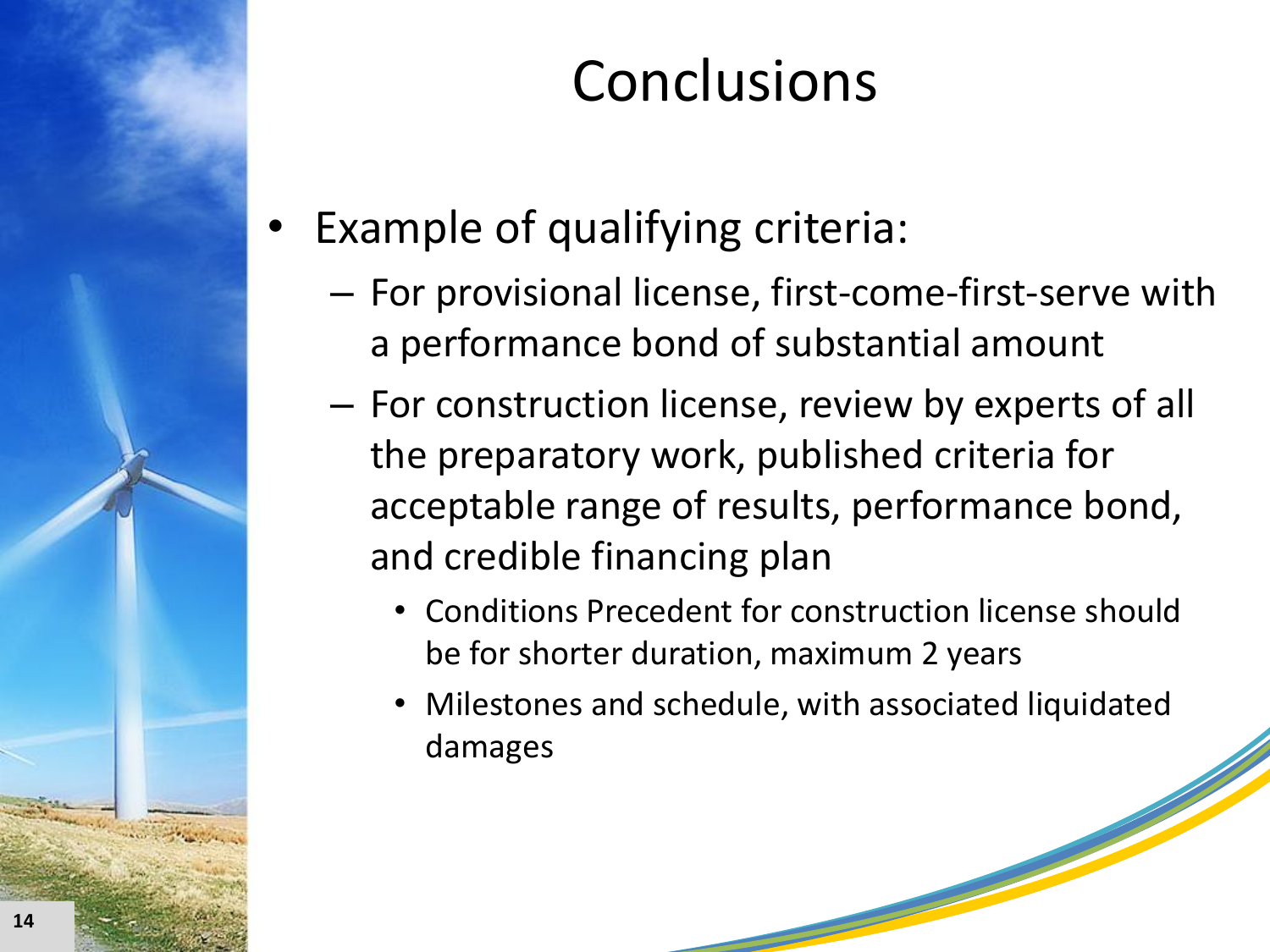# Conclusions

- Example of qualifying criteria:
  - For provisional license, first-come-first-serve with a performance bond of substantial amount
  - For construction license, review by experts of all the preparatory work, published criteria for acceptable range of results, performance bond, and credible financing plan
    - Conditions Precedent for construction license should be for shorter duration, maximum 2 years
    - Milestones and schedule, with associated liquidated damages